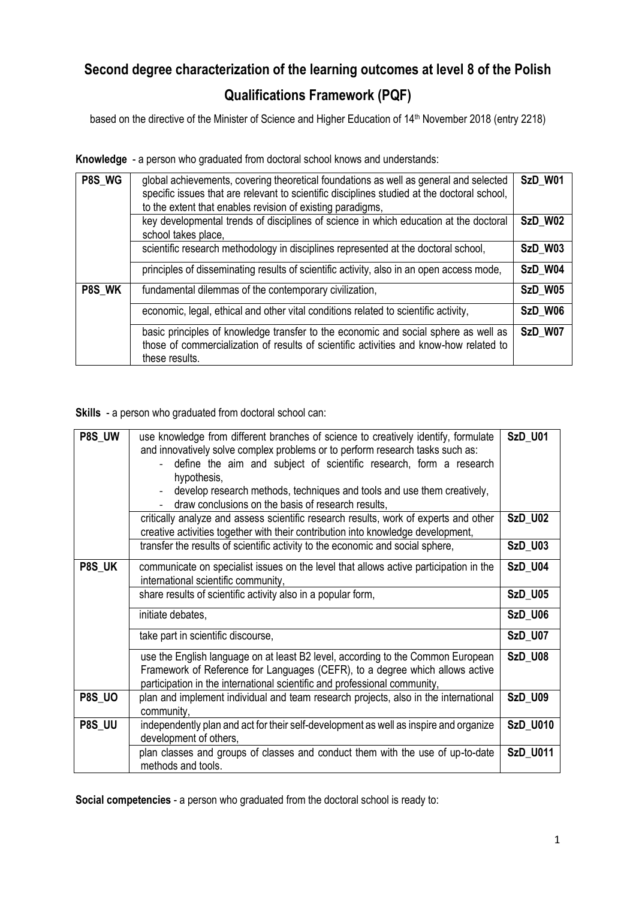# Second degree characterization of the learning outcomes at level 8 of the Polish Qualifications Framework (PQF)

based on the directive of the Minister of Science and Higher Education of 14th November 2018 (entry 2218)

**Knowledge** - a person who graduated from doctoral school knows and understands:

| | | |
|---|---|---|
| **P8S_WG** | global achievements, covering theoretical foundations as well as general and selected specific issues that are relevant to scientific disciplines studied at the doctoral school, to the extent that enables revision of existing paradigms, | **SzD_W01** |
| | key developmental trends of disciplines of science in which education at the doctoral school takes place, | **SzD_W02** |
| | scientific research methodology in disciplines represented at the doctoral school, | **SzD_W03** |
| | principles of disseminating results of scientific activity, also in an open access mode, | **SzD_W04** |
| **P8S_WK** | fundamental dilemmas of the contemporary civilization, | **SzD_W05** |
| | economic, legal, ethical and other vital conditions related to scientific activity, | **SzD_W06** |
| | basic principles of knowledge transfer to the economic and social sphere as well as those of commercialization of results of scientific activities and know-how related to these results. | **SzD_W07** |

**Skills** - a person who graduated from doctoral school can:

| | | |
|---|---|---|
| **P8S_UW** | use knowledge from different branches of science to creatively identify, formulate and innovatively solve complex problems or to perform research tasks such as: <br> - define the aim and subject of scientific research, form a research hypothesis, <br> - develop research methods, techniques and tools and use them creatively, <br> - draw conclusions on the basis of research results, | **SzD_U01** |
| | critically analyze and assess scientific research results, work of experts and other creative activities together with their contribution into knowledge development, | **SzD_U02** |
| | transfer the results of scientific activity to the economic and social sphere, | **SzD_U03** |
| **P8S_UK** | communicate on specialist issues on the level that allows active participation in the international scientific community, | **SzD_U04** |
| | share results of scientific activity also in a popular form, | **SzD_U05** |
| | initiate debates, | **SzD_U06** |
| | take part in scientific discourse, | **SzD_U07** |
| | use the English language on at least B2 level, according to the Common European Framework of Reference for Languages (CEFR), to a degree which allows active participation in the international scientific and professional community, | **SzD_U08** |
| **P8S_UO** | plan and implement individual and team research projects, also in the international community, | **SzD_U09** |
| **P8S_UU** | independently plan and act for their self-development as well as inspire and organize development of others, | **SzD_U010** |
| | plan classes and groups of classes and conduct them with the use of up-to-date methods and tools. | **SzD_U011** |

**Social competencies** - a person who graduated from the doctoral school is ready to: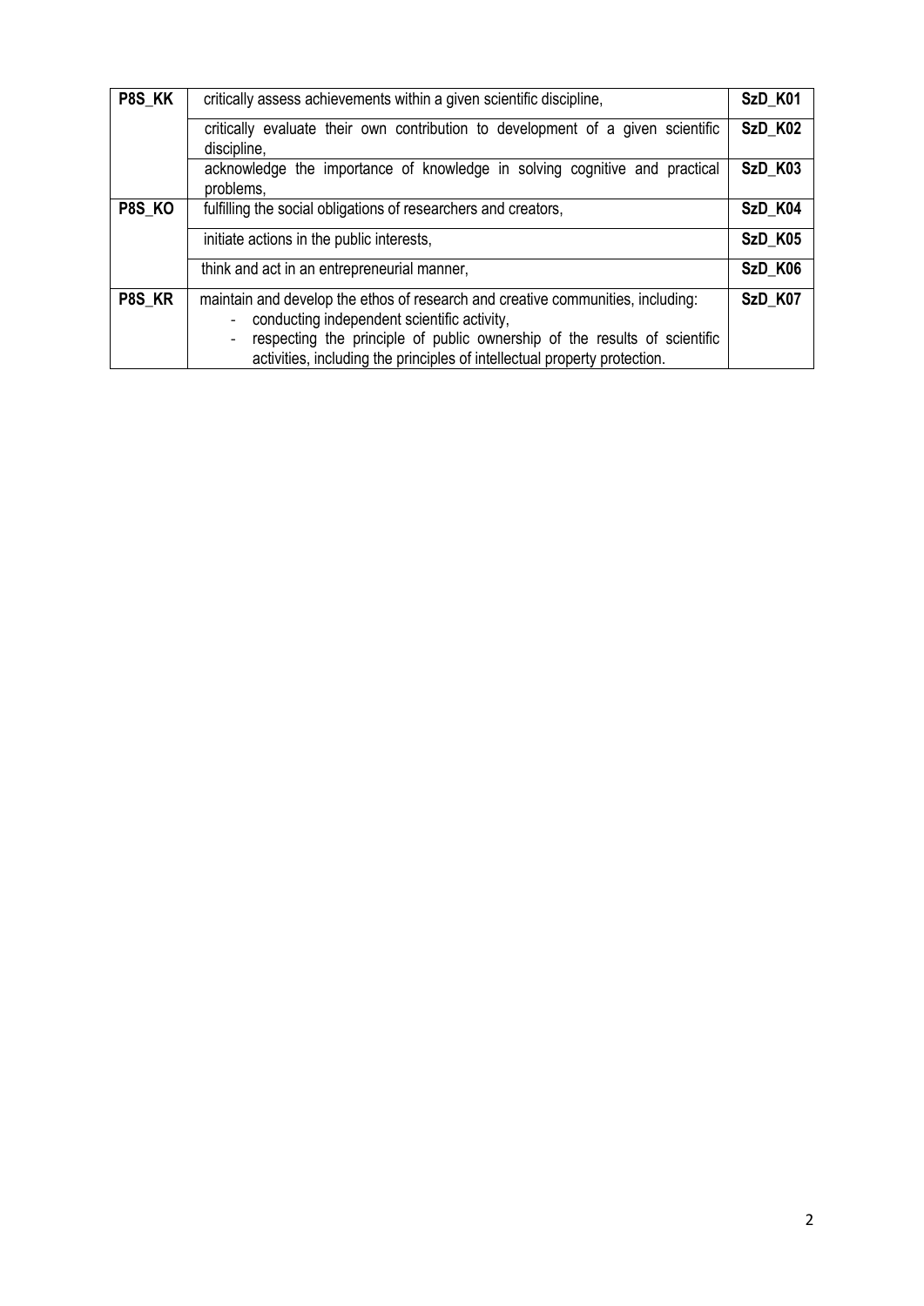| | | |
|---|---|---|
| **P8S_KK** | critically assess achievements within a given scientific discipline, | **SzD_K01** |
| | critically evaluate their own contribution to development of a given scientific discipline, | **SzD_K02** |
| | acknowledge the importance of knowledge in solving cognitive and practical problems, | **SzD_K03** |
| **P8S_KO** | fulfilling the social obligations of researchers and creators, | **SzD_K04** |
| | initiate actions in the public interests, | **SzD_K05** |
| | think and act in an entrepreneurial manner, | **SzD_K06** |
| **P8S_KR** | maintain and develop the ethos of research and creative communities, including: <br>- conducting independent scientific activity, <br>- respecting the principle of public ownership of the results of scientific activities, including the principles of intellectual property protection. | **SzD_K07** |